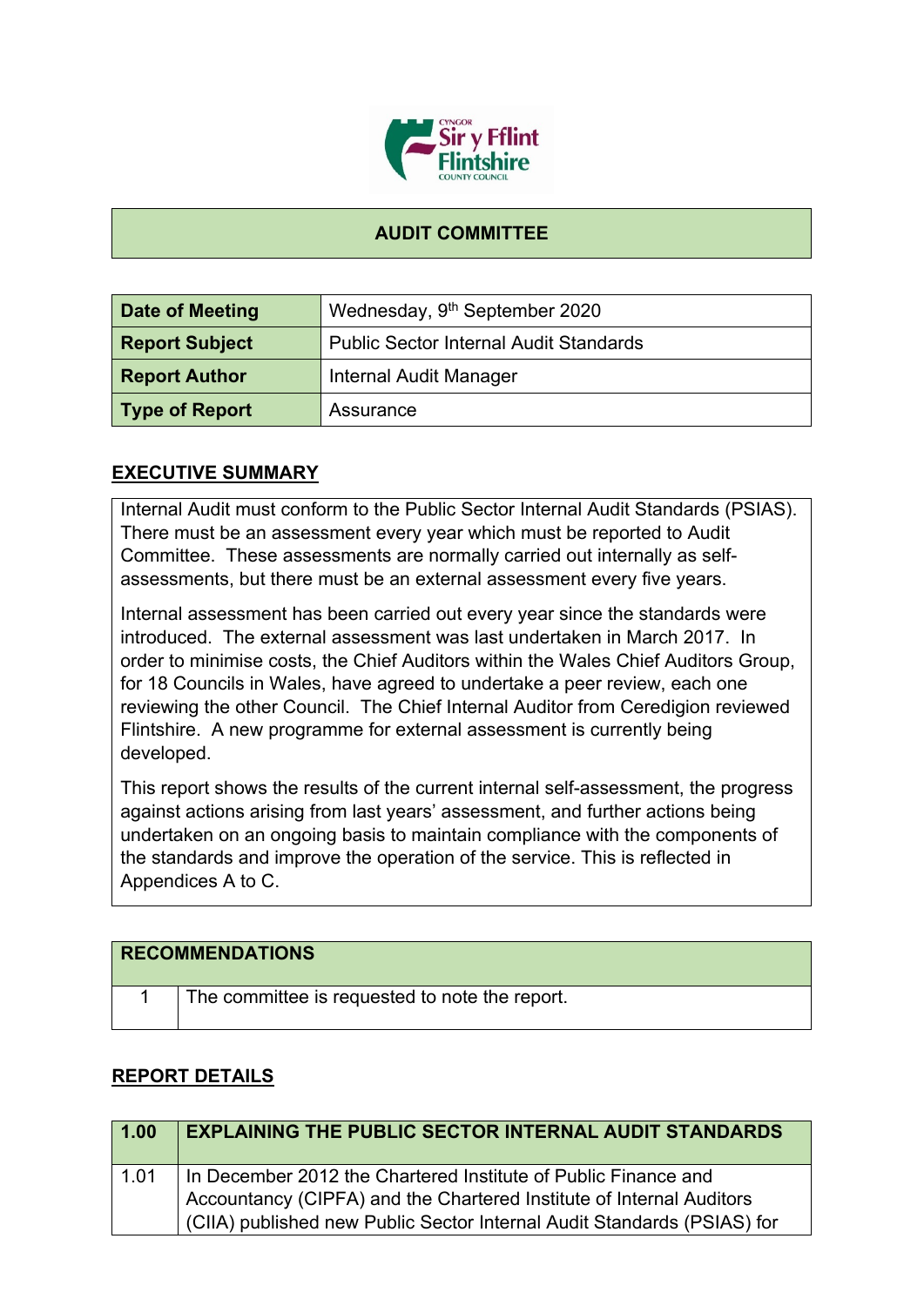## AUDIT COMMITTEE

| | |
|---|---|
| **Date of Meeting** | Wednesday, 9th September 2020 |
| **Report Subject** | Public Sector Internal Audit Standards |
| **Report Author** | Internal Audit Manager |
| **Type of Report** | Assurance |

## EXECUTIVE SUMMARY

Internal Audit must conform to the Public Sector Internal Audit Standards (PSIAS). There must be an assessment every year which must be reported to Audit Committee. These assessments are normally carried out internally as self-assessments, but there must be an external assessment every five years.

Internal assessment has been carried out every year since the standards were introduced. The external assessment was last undertaken in March 2017. In order to minimise costs, the Chief Auditors within the Wales Chief Auditors Group, for 18 Councils in Wales, have agreed to undertake a peer review, each one reviewing the other Council. The Chief Internal Auditor from Ceredigion reviewed Flintshire. A new programme for external assessment is currently being developed.

This report shows the results of the current internal self-assessment, the progress against actions arising from last years' assessment, and further actions being undertaken on an ongoing basis to maintain compliance with the components of the standards and improve the operation of the service. This is reflected in Appendices A to C.

| RECOMMENDATIONS | |
|---|---|
| 1 | The committee is requested to note the report. |

## REPORT DETAILS

| 1.00 | EXPLAINING THE PUBLIC SECTOR INTERNAL AUDIT STANDARDS |
|---|---|
| 1.01 | In December 2012 the Chartered Institute of Public Finance and Accountancy (CIPFA) and the Chartered Institute of Internal Auditors (CIIA) published new Public Sector Internal Audit Standards (PSIAS) for |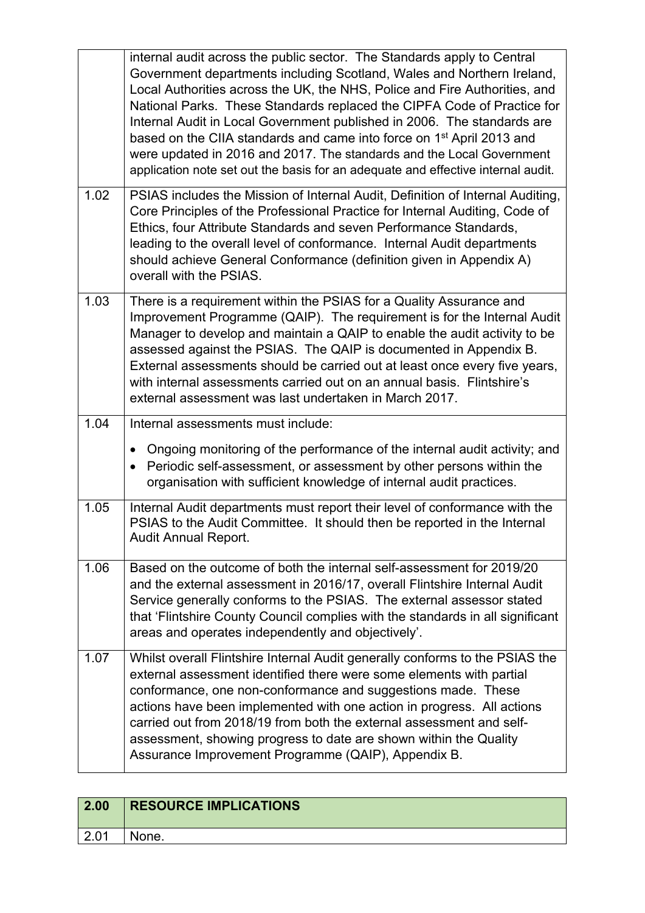| | |
|---|---|
| | internal audit across the public sector. The Standards apply to Central Government departments including Scotland, Wales and Northern Ireland, Local Authorities across the UK, the NHS, Police and Fire Authorities, and National Parks. These Standards replaced the CIPFA Code of Practice for Internal Audit in Local Government published in 2006. The standards are based on the CIIA standards and came into force on 1st April 2013 and were updated in 2016 and 2017. The standards and the Local Government application note set out the basis for an adequate and effective internal audit. |
| 1.02 | PSIAS includes the Mission of Internal Audit, Definition of Internal Auditing, Core Principles of the Professional Practice for Internal Auditing, Code of Ethics, four Attribute Standards and seven Performance Standards, leading to the overall level of conformance. Internal Audit departments should achieve General Conformance (definition given in Appendix A) overall with the PSIAS. |
| 1.03 | There is a requirement within the PSIAS for a Quality Assurance and Improvement Programme (QAIP). The requirement is for the Internal Audit Manager to develop and maintain a QAIP to enable the audit activity to be assessed against the PSIAS. The QAIP is documented in Appendix B. External assessments should be carried out at least once every five years, with internal assessments carried out on an annual basis. Flintshire's external assessment was last undertaken in March 2017. |
| 1.04 | Internal assessments must include:<br>• Ongoing monitoring of the performance of the internal audit activity; and<br>• Periodic self-assessment, or assessment by other persons within the organisation with sufficient knowledge of internal audit practices. |
| 1.05 | Internal Audit departments must report their level of conformance with the PSIAS to the Audit Committee. It should then be reported in the Internal Audit Annual Report. |
| 1.06 | Based on the outcome of both the internal self-assessment for 2019/20 and the external assessment in 2016/17, overall Flintshire Internal Audit Service generally conforms to the PSIAS. The external assessor stated that 'Flintshire County Council complies with the standards in all significant areas and operates independently and objectively'. |
| 1.07 | Whilst overall Flintshire Internal Audit generally conforms to the PSIAS the external assessment identified there were some elements with partial conformance, one non-conformance and suggestions made. These actions have been implemented with one action in progress. All actions carried out from 2018/19 from both the external assessment and self-assessment, showing progress to date are shown within the Quality Assurance Improvement Programme (QAIP), Appendix B. |

| 2.00 | RESOURCE IMPLICATIONS |
|---|---|
| 2.01 | None. |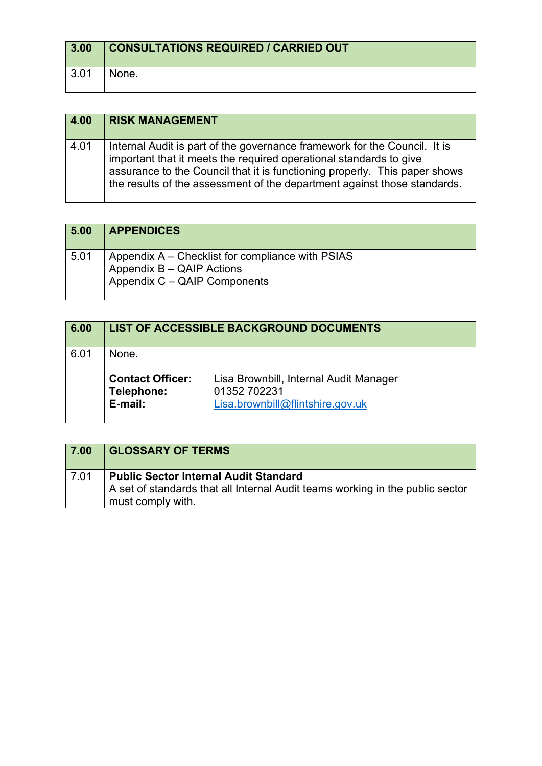| 3.00 | CONSULTATIONS REQUIRED / CARRIED OUT |
|---|---|
| 3.01 | None. |

| 4.00 | RISK MANAGEMENT |
|---|---|
| 4.01 | Internal Audit is part of the governance framework for the Council. It is important that it meets the required operational standards to give assurance to the Council that it is functioning properly. This paper shows the results of the assessment of the department against those standards. |

| 5.00 | APPENDICES |
|---|---|
| 5.01 | Appendix A – Checklist for compliance with PSIAS<br>Appendix B – QAIP Actions<br>Appendix C – QAIP Components |

| 6.00 | LIST OF ACCESSIBLE BACKGROUND DOCUMENTS |
|---|---|
| 6.01 | None.<br><br>**Contact Officer:** Lisa Brownbill, Internal Audit Manager<br>**Telephone:** 01352 702231<br>**E-mail:** Lisa.brownbill@flintshire.gov.uk |

| 7.00 | GLOSSARY OF TERMS |
|---|---|
| 7.01 | **Public Sector Internal Audit Standard**<br>A set of standards that all Internal Audit teams working in the public sector must comply with. |